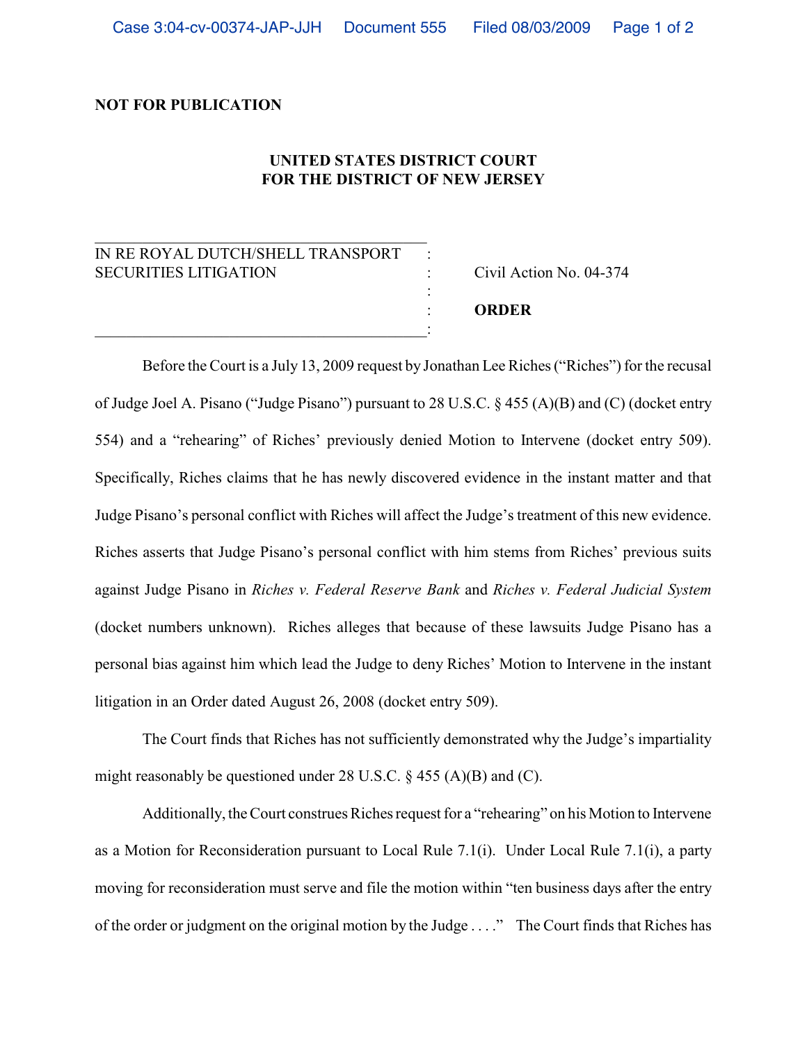**NOT FOR PUBLICATION**

**UNITED STATES DISTRICT COURT**
**FOR THE DISTRICT OF NEW JERSEY**

| | |
|---|---|
| IN RE ROYAL DUTCH/SHELL TRANSPORT SECURITIES LITIGATION | Civil Action No. 04-374 |
| | **ORDER** |

Before the Court is a July 13, 2009 request by Jonathan Lee Riches ("Riches") for the recusal of Judge Joel A. Pisano ("Judge Pisano") pursuant to 28 U.S.C. § 455 (A)(B) and (C) (docket entry 554) and a "rehearing" of Riches' previously denied Motion to Intervene (docket entry 509). Specifically, Riches claims that he has newly discovered evidence in the instant matter and that Judge Pisano's personal conflict with Riches will affect the Judge's treatment of this new evidence. Riches asserts that Judge Pisano's personal conflict with him stems from Riches' previous suits against Judge Pisano in *Riches v. Federal Reserve Bank* and *Riches v. Federal Judicial System* (docket numbers unknown). Riches alleges that because of these lawsuits Judge Pisano has a personal bias against him which lead the Judge to deny Riches' Motion to Intervene in the instant litigation in an Order dated August 26, 2008 (docket entry 509).

The Court finds that Riches has not sufficiently demonstrated why the Judge's impartiality might reasonably be questioned under 28 U.S.C. § 455 (A)(B) and (C).

Additionally, the Court construes Riches request for a "rehearing" on his Motion to Intervene as a Motion for Reconsideration pursuant to Local Rule 7.1(i). Under Local Rule 7.1(i), a party moving for reconsideration must serve and file the motion within "ten business days after the entry of the order or judgment on the original motion by the Judge . . . ." The Court finds that Riches has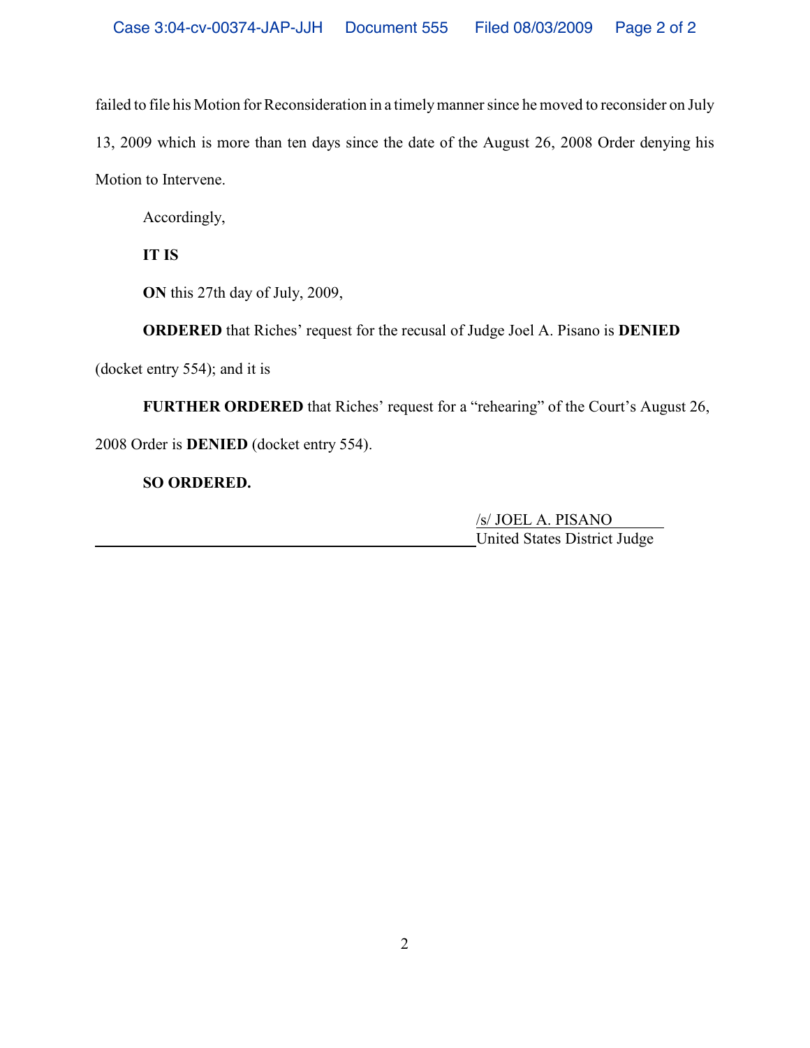failed to file his Motion for Reconsideration in a timely manner since he moved to reconsider on July 13, 2009 which is more than ten days since the date of the August 26, 2008 Order denying his Motion to Intervene.

Accordingly,

**IT IS**

**ON** this 27th day of July, 2009,

**ORDERED** that Riches' request for the recusal of Judge Joel A. Pisano is **DENIED** (docket entry 554); and it is

**FURTHER ORDERED** that Riches' request for a "rehearing" of the Court's August 26, 2008 Order is **DENIED** (docket entry 554).

**SO ORDERED.**

/s/ JOEL A. PISANO
United States District Judge